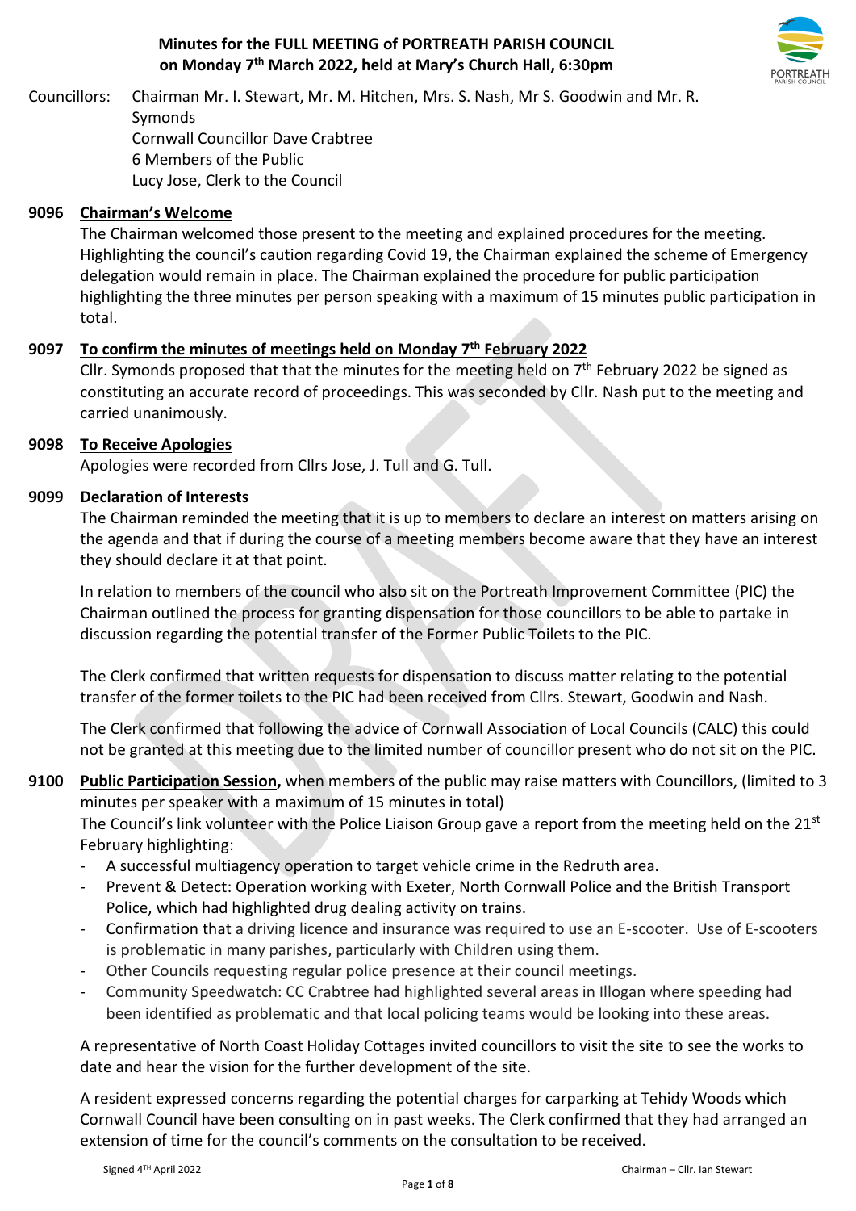# Minutes for the FULL MEETING of PORTREATH PARISH COUNCIL on Monday 7th March 2022, held at Mary's Church Hall, 6:30pm

Councillors: Chairman Mr. I. Stewart, Mr. M. Hitchen, Mrs. S. Nash, Mr S. Goodwin and Mr. R. Symonds
Cornwall Councillor Dave Crabtree
6 Members of the Public
Lucy Jose, Clerk to the Council

## 9096 Chairman's Welcome

The Chairman welcomed those present to the meeting and explained procedures for the meeting. Highlighting the council's caution regarding Covid 19, the Chairman explained the scheme of Emergency delegation would remain in place. The Chairman explained the procedure for public participation highlighting the three minutes per person speaking with a maximum of 15 minutes public participation in total.

## 9097 To confirm the minutes of meetings held on Monday 7th February 2022

Cllr. Symonds proposed that that the minutes for the meeting held on 7th February 2022 be signed as constituting an accurate record of proceedings. This was seconded by Cllr. Nash put to the meeting and carried unanimously.

## 9098 To Receive Apologies

Apologies were recorded from Cllrs Jose, J. Tull and G. Tull.

## 9099 Declaration of Interests

The Chairman reminded the meeting that it is up to members to declare an interest on matters arising on the agenda and that if during the course of a meeting members become aware that they have an interest they should declare it at that point.

In relation to members of the council who also sit on the Portreath Improvement Committee (PIC) the Chairman outlined the process for granting dispensation for those councillors to be able to partake in discussion regarding the potential transfer of the Former Public Toilets to the PIC.

The Clerk confirmed that written requests for dispensation to discuss matter relating to the potential transfer of the former toilets to the PIC had been received from Cllrs. Stewart, Goodwin and Nash.

The Clerk confirmed that following the advice of Cornwall Association of Local Councils (CALC) this could not be granted at this meeting due to the limited number of councillor present who do not sit on the PIC.

## 9100 Public Participation Session, when members of the public may raise matters with Councillors, (limited to 3 minutes per speaker with a maximum of 15 minutes in total)

The Council's link volunteer with the Police Liaison Group gave a report from the meeting held on the 21st February highlighting:

- A successful multiagency operation to target vehicle crime in the Redruth area.
- Prevent & Detect: Operation working with Exeter, North Cornwall Police and the British Transport Police, which had highlighted drug dealing activity on trains.
- Confirmation that a driving licence and insurance was required to use an E-scooter. Use of E-scooters is problematic in many parishes, particularly with Children using them.
- Other Councils requesting regular police presence at their council meetings.
- Community Speedwatch: CC Crabtree had highlighted several areas in Illogan where speeding had been identified as problematic and that local policing teams would be looking into these areas.

A representative of North Coast Holiday Cottages invited councillors to visit the site to see the works to date and hear the vision for the further development of the site.

A resident expressed concerns regarding the potential charges for carparking at Tehidy Woods which Cornwall Council have been consulting on in past weeks. The Clerk confirmed that they had arranged an extension of time for the council's comments on the consultation to be received.

Signed 4TH April 2022 Chairman – Cllr. Ian Stewart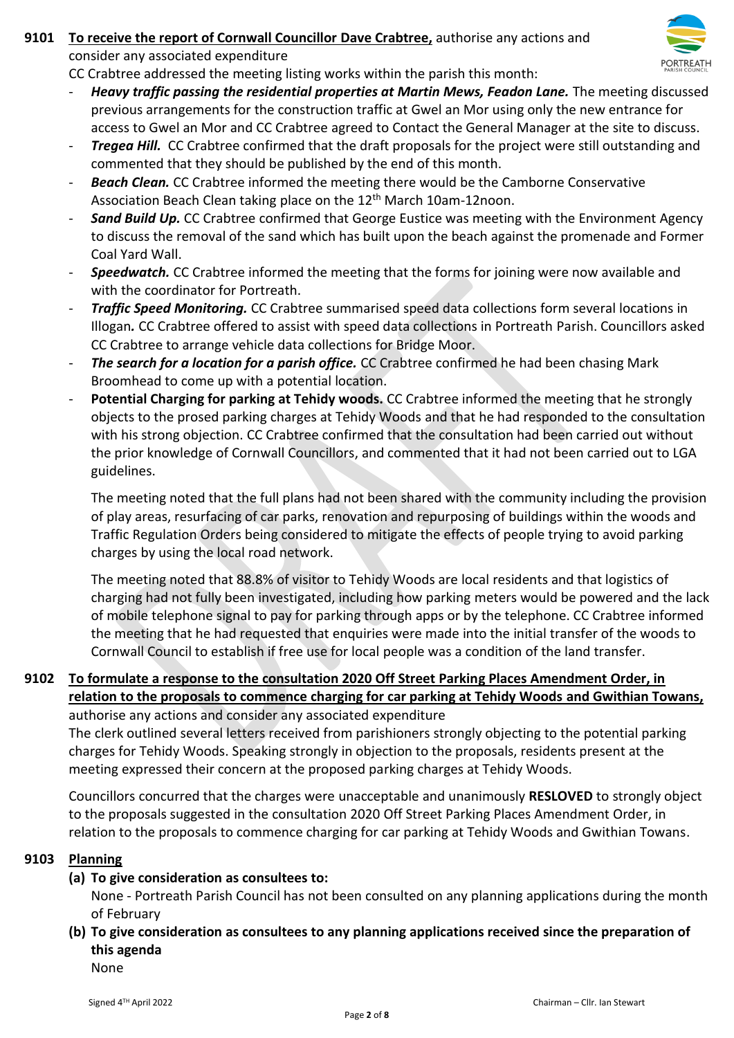**9101 To receive the report of Cornwall Councillor Dave Crabtree,** authorise any actions and consider any associated expenditure

CC Crabtree addressed the meeting listing works within the parish this month:

- ***Heavy traffic passing the residential properties at Martin Mews, Feadon Lane.*** The meeting discussed previous arrangements for the construction traffic at Gwel an Mor using only the new entrance for access to Gwel an Mor and CC Crabtree agreed to Contact the General Manager at the site to discuss.
- ***Tregea Hill.*** CC Crabtree confirmed that the draft proposals for the project were still outstanding and commented that they should be published by the end of this month.
- ***Beach Clean.*** CC Crabtree informed the meeting there would be the Camborne Conservative Association Beach Clean taking place on the 12th March 10am-12noon.
- ***Sand Build Up.*** CC Crabtree confirmed that George Eustice was meeting with the Environment Agency to discuss the removal of the sand which has built upon the beach against the promenade and Former Coal Yard Wall.
- ***Speedwatch.*** CC Crabtree informed the meeting that the forms for joining were now available and with the coordinator for Portreath.
- ***Traffic Speed Monitoring.*** CC Crabtree summarised speed data collections form several locations in Illogan*.* CC Crabtree offered to assist with speed data collections in Portreath Parish. Councillors asked CC Crabtree to arrange vehicle data collections for Bridge Moor.
- ***The search for a location for a parish office.*** CC Crabtree confirmed he had been chasing Mark Broomhead to come up with a potential location.
- **Potential Charging for parking at Tehidy woods.** CC Crabtree informed the meeting that he strongly objects to the prosed parking charges at Tehidy Woods and that he had responded to the consultation with his strong objection. CC Crabtree confirmed that the consultation had been carried out without the prior knowledge of Cornwall Councillors, and commented that it had not been carried out to LGA guidelines.

  The meeting noted that the full plans had not been shared with the community including the provision of play areas, resurfacing of car parks, renovation and repurposing of buildings within the woods and Traffic Regulation Orders being considered to mitigate the effects of people trying to avoid parking charges by using the local road network.

  The meeting noted that 88.8% of visitor to Tehidy Woods are local residents and that logistics of charging had not fully been investigated, including how parking meters would be powered and the lack of mobile telephone signal to pay for parking through apps or by the telephone. CC Crabtree informed the meeting that he had requested that enquiries were made into the initial transfer of the woods to Cornwall Council to establish if free use for local people was a condition of the land transfer.

**9102 To formulate a response to the consultation 2020 Off Street Parking Places Amendment Order, in relation to the proposals to commence charging for car parking at Tehidy Woods and Gwithian Towans,** authorise any actions and consider any associated expenditure

The clerk outlined several letters received from parishioners strongly objecting to the potential parking charges for Tehidy Woods. Speaking strongly in objection to the proposals, residents present at the meeting expressed their concern at the proposed parking charges at Tehidy Woods.

Councillors concurred that the charges were unacceptable and unanimously **RESLOVED** to strongly object to the proposals suggested in the consultation 2020 Off Street Parking Places Amendment Order, in relation to the proposals to commence charging for car parking at Tehidy Woods and Gwithian Towans.

**9103 Planning**

**(a) To give consideration as consultees to:**

None - Portreath Parish Council has not been consulted on any planning applications during the month of February

**(b) To give consideration as consultees to any planning applications received since the preparation of this agenda**

None

Signed 4TH April 2022 Chairman – Cllr. Ian Stewart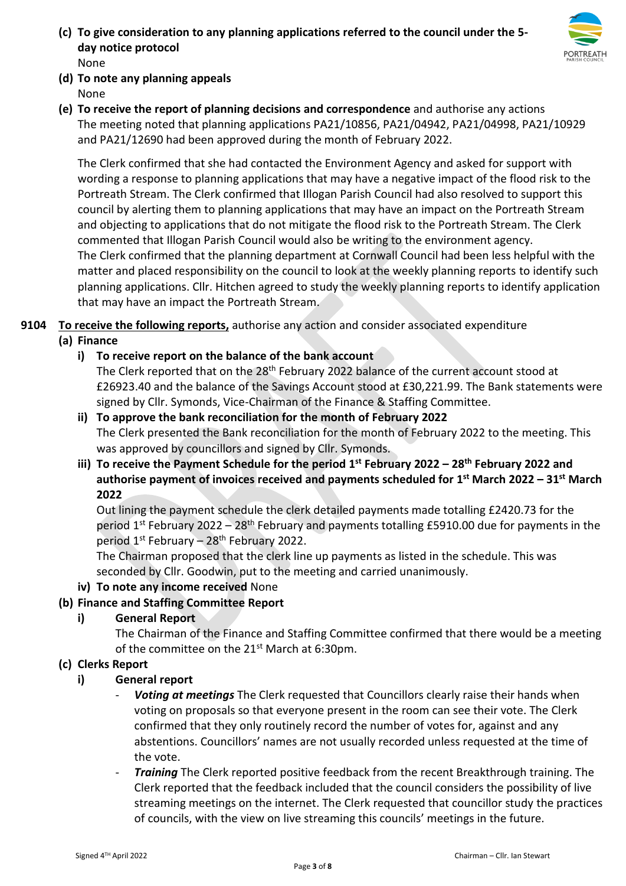**(c) To give consideration to any planning applications referred to the council under the 5-day notice protocol**
None

**(d) To note any planning appeals**
None

**(e) To receive the report of planning decisions and correspondence** and authorise any actions
The meeting noted that planning applications PA21/10856, PA21/04942, PA21/04998, PA21/10929 and PA21/12690 had been approved during the month of February 2022.

The Clerk confirmed that she had contacted the Environment Agency and asked for support with wording a response to planning applications that may have a negative impact of the flood risk to the Portreath Stream. The Clerk confirmed that Illogan Parish Council had also resolved to support this council by alerting them to planning applications that may have an impact on the Portreath Stream and objecting to applications that do not mitigate the flood risk to the Portreath Stream. The Clerk commented that Illogan Parish Council would also be writing to the environment agency.
The Clerk confirmed that the planning department at Cornwall Council had been less helpful with the matter and placed responsibility on the council to look at the weekly planning reports to identify such planning applications. Cllr. Hitchen agreed to study the weekly planning reports to identify application that may have an impact the Portreath Stream.

**9104 To receive the following reports,** authorise any action and consider associated expenditure

**(a) Finance**

**i) To receive report on the balance of the bank account**
The Clerk reported that on the 28th February 2022 balance of the current account stood at £26923.40 and the balance of the Savings Account stood at £30,221.99. The Bank statements were signed by Cllr. Symonds, Vice-Chairman of the Finance & Staffing Committee.

**ii) To approve the bank reconciliation for the month of February 2022**
The Clerk presented the Bank reconciliation for the month of February 2022 to the meeting. This was approved by councillors and signed by Cllr. Symonds.

**iii) To receive the Payment Schedule for the period 1st February 2022 – 28th February 2022 and authorise payment of invoices received and payments scheduled for 1st March 2022 – 31st March 2022**
Out lining the payment schedule the clerk detailed payments made totalling £2420.73 for the period 1st February 2022 – 28th February and payments totalling £5910.00 due for payments in the period 1st February – 28th February 2022.
The Chairman proposed that the clerk line up payments as listed in the schedule. This was seconded by Cllr. Goodwin, put to the meeting and carried unanimously.

**iv) To note any income received** None

**(b) Finance and Staffing Committee Report**

**i) General Report**
The Chairman of the Finance and Staffing Committee confirmed that there would be a meeting of the committee on the 21st March at 6:30pm.

**(c) Clerks Report**

**i) General report**

- ***Voting at meetings*** The Clerk requested that Councillors clearly raise their hands when voting on proposals so that everyone present in the room can see their vote. The Clerk confirmed that they only routinely record the number of votes for, against and any abstentions. Councillors' names are not usually recorded unless requested at the time of the vote.
- ***Training*** The Clerk reported positive feedback from the recent Breakthrough training. The Clerk reported that the feedback included that the council considers the possibility of live streaming meetings on the internet. The Clerk requested that councillor study the practices of councils, with the view on live streaming this councils' meetings in the future.

Signed 4TH April 2022 Chairman – Cllr. Ian Stewart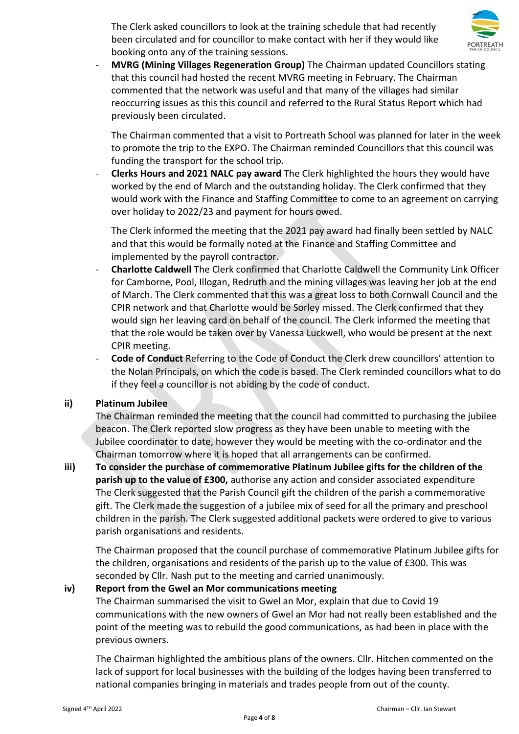The Clerk asked councillors to look at the training schedule that had recently been circulated and for councillor to make contact with her if they would like booking onto any of the training sessions.

- **MVRG (Mining Villages Regeneration Group)** The Chairman updated Councillors stating that this council had hosted the recent MVRG meeting in February. The Chairman commented that the network was useful and that many of the villages had similar reoccurring issues as this this council and referred to the Rural Status Report which had previously been circulated.

  The Chairman commented that a visit to Portreath School was planned for later in the week to promote the trip to the EXPO. The Chairman reminded Councillors that this council was funding the transport for the school trip.

- **Clerks Hours and 2021 NALC pay award** The Clerk highlighted the hours they would have worked by the end of March and the outstanding holiday. The Clerk confirmed that they would work with the Finance and Staffing Committee to come to an agreement on carrying over holiday to 2022/23 and payment for hours owed.

  The Clerk informed the meeting that the 2021 pay award had finally been settled by NALC and that this would be formally noted at the Finance and Staffing Committee and implemented by the payroll contractor.

- **Charlotte Caldwell** The Clerk confirmed that Charlotte Caldwell the Community Link Officer for Camborne, Pool, Illogan, Redruth and the mining villages was leaving her job at the end of March. The Clerk commented that this was a great loss to both Cornwall Council and the CPIR network and that Charlotte would be Sorley missed. The Clerk confirmed that they would sign her leaving card on behalf of the council. The Clerk informed the meeting that that the role would be taken over by Vanessa Luckwell, who would be present at the next CPIR meeting.

- **Code of Conduct** Referring to the Code of Conduct the Clerk drew councillors' attention to the Nolan Principals, on which the code is based. The Clerk reminded councillors what to do if they feel a councillor is not abiding by the code of conduct.

**ii) Platinum Jubilee**

The Chairman reminded the meeting that the council had committed to purchasing the jubilee beacon. The Clerk reported slow progress as they have been unable to meeting with the Jubilee coordinator to date, however they would be meeting with the co-ordinator and the Chairman tomorrow where it is hoped that all arrangements can be confirmed.

**iii) To consider the purchase of commemorative Platinum Jubilee gifts for the children of the parish up to the value of £300,** authorise any action and consider associated expenditure

The Clerk suggested that the Parish Council gift the children of the parish a commemorative gift. The Clerk made the suggestion of a jubilee mix of seed for all the primary and preschool children in the parish. The Clerk suggested additional packets were ordered to give to various parish organisations and residents.

The Chairman proposed that the council purchase of commemorative Platinum Jubilee gifts for the children, organisations and residents of the parish up to the value of £300. This was seconded by Cllr. Nash put to the meeting and carried unanimously.

**iv) Report from the Gwel an Mor communications meeting**

The Chairman summarised the visit to Gwel an Mor, explain that due to Covid 19 communications with the new owners of Gwel an Mor had not really been established and the point of the meeting was to rebuild the good communications, as had been in place with the previous owners.

The Chairman highlighted the ambitious plans of the owners. Cllr. Hitchen commented on the lack of support for local businesses with the building of the lodges having been transferred to national companies bringing in materials and trades people from out of the county.

Signed 4TH April 2022 — Chairman – Cllr. Ian Stewart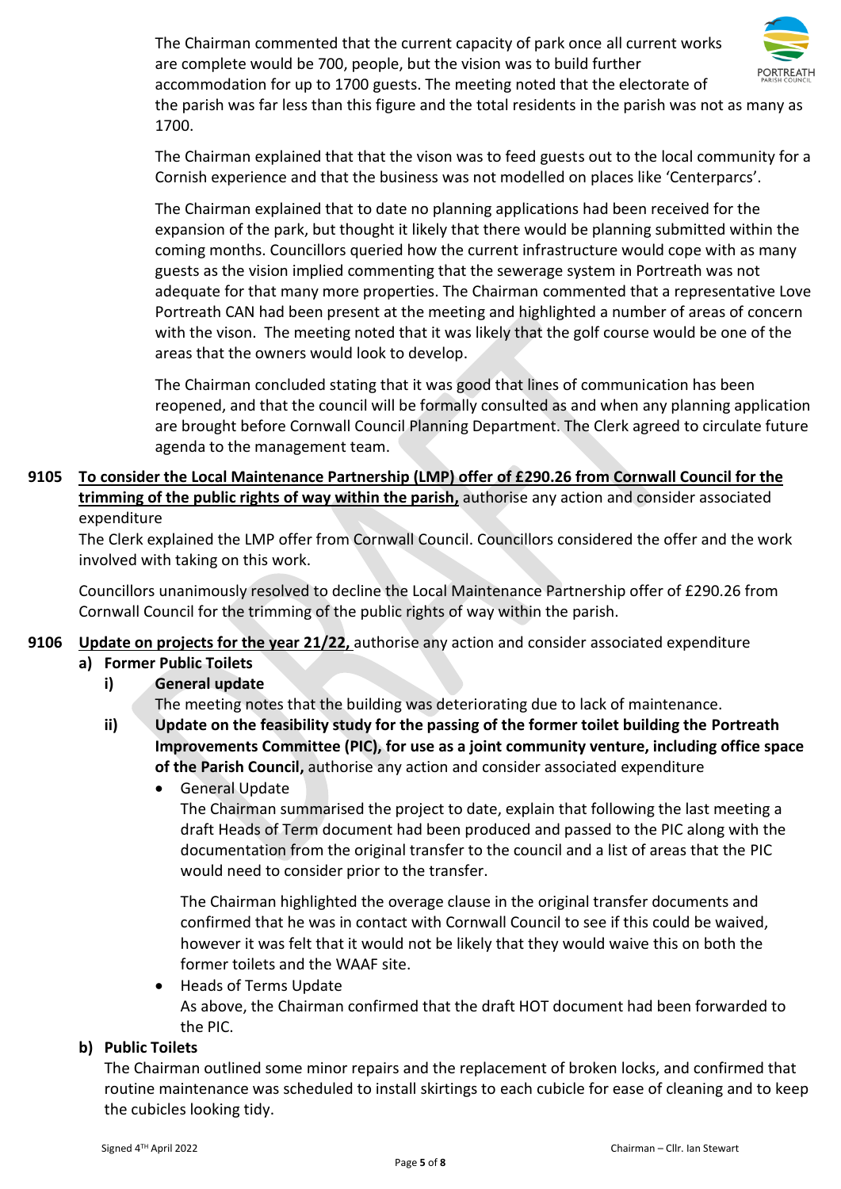The Chairman commented that the current capacity of park once all current works are complete would be 700, people, but the vision was to build further accommodation for up to 1700 guests. The meeting noted that the electorate of the parish was far less than this figure and the total residents in the parish was not as many as 1700.

The Chairman explained that that the vison was to feed guests out to the local community for a Cornish experience and that the business was not modelled on places like 'Centerparcs'.

The Chairman explained that to date no planning applications had been received for the expansion of the park, but thought it likely that there would be planning submitted within the coming months. Councillors queried how the current infrastructure would cope with as many guests as the vision implied commenting that the sewerage system in Portreath was not adequate for that many more properties. The Chairman commented that a representative Love Portreath CAN had been present at the meeting and highlighted a number of areas of concern with the vison. The meeting noted that it was likely that the golf course would be one of the areas that the owners would look to develop.

The Chairman concluded stating that it was good that lines of communication has been reopened, and that the council will be formally consulted as and when any planning application are brought before Cornwall Council Planning Department. The Clerk agreed to circulate future agenda to the management team.

**9105 <u>To consider the Local Maintenance Partnership (LMP) offer of £290.26 from Cornwall Council for the trimming of the public rights of way within the parish,</u>** authorise any action and consider associated expenditure

The Clerk explained the LMP offer from Cornwall Council. Councillors considered the offer and the work involved with taking on this work.

Councillors unanimously resolved to decline the Local Maintenance Partnership offer of £290.26 from Cornwall Council for the trimming of the public rights of way within the parish.

**9106 <u>Update on projects for the year 21/22,</u>** authorise any action and consider associated expenditure

**a) Former Public Toilets**

**i) General update**

The meeting notes that the building was deteriorating due to lack of maintenance.

**ii) Update on the feasibility study for the passing of the former toilet building the Portreath Improvements Committee (PIC), for use as a joint community venture, including office space of the Parish Council,** authorise any action and consider associated expenditure

- General Update

  The Chairman summarised the project to date, explain that following the last meeting a draft Heads of Term document had been produced and passed to the PIC along with the documentation from the original transfer to the council and a list of areas that the PIC would need to consider prior to the transfer.

  The Chairman highlighted the overage clause in the original transfer documents and confirmed that he was in contact with Cornwall Council to see if this could be waived, however it was felt that it would not be likely that they would waive this on both the former toilets and the WAAF site.

- Heads of Terms Update

  As above, the Chairman confirmed that the draft HOT document had been forwarded to the PIC.

**b) Public Toilets**

The Chairman outlined some minor repairs and the replacement of broken locks, and confirmed that routine maintenance was scheduled to install skirtings to each cubicle for ease of cleaning and to keep the cubicles looking tidy.

Signed 4TH April 2022 Chairman – Cllr. Ian Stewart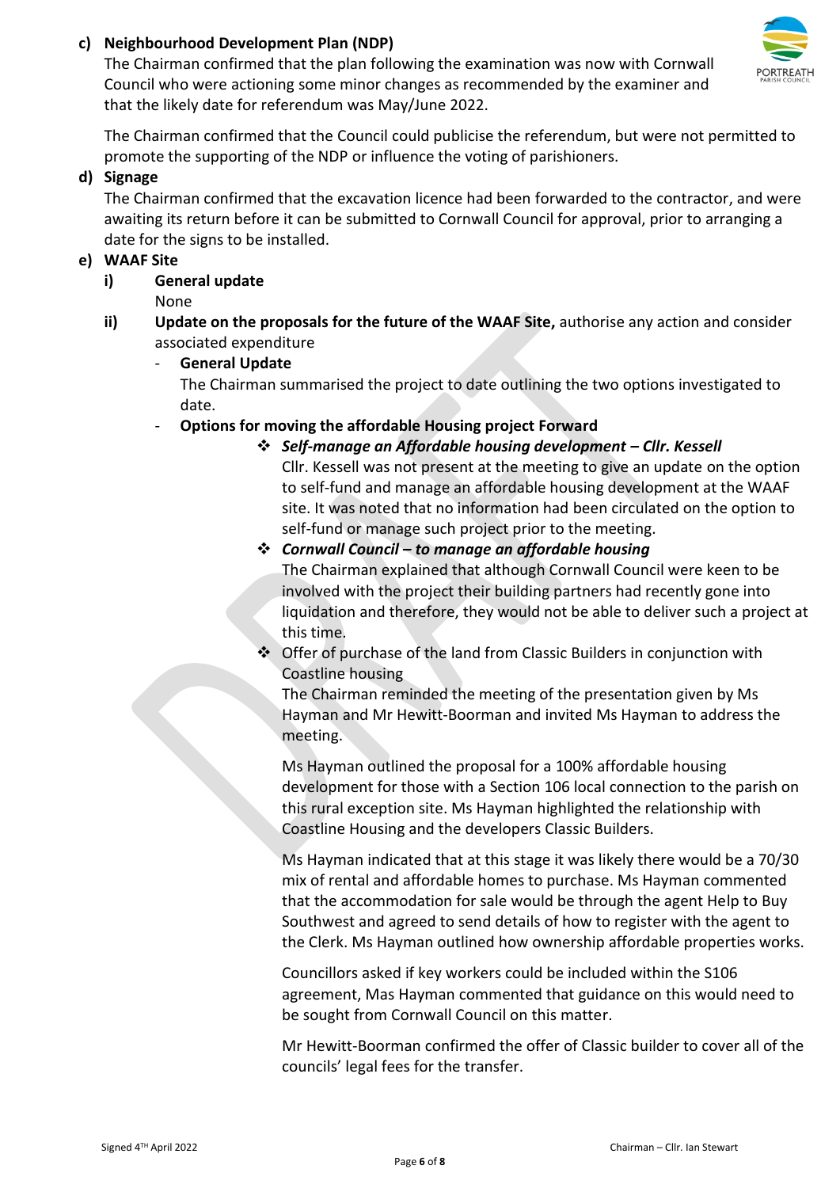**c) Neighbourhood Development Plan (NDP)**

The Chairman confirmed that the plan following the examination was now with Cornwall Council who were actioning some minor changes as recommended by the examiner and that the likely date for referendum was May/June 2022.

The Chairman confirmed that the Council could publicise the referendum, but were not permitted to promote the supporting of the NDP or influence the voting of parishioners.

**d) Signage**

The Chairman confirmed that the excavation licence had been forwarded to the contractor, and were awaiting its return before it can be submitted to Cornwall Council for approval, prior to arranging a date for the signs to be installed.

**e) WAAF Site**

**i) General update**

None

**ii) Update on the proposals for the future of the WAAF Site,** authorise any action and consider associated expenditure

- **General Update**

  The Chairman summarised the project to date outlining the two options investigated to date.

- **Options for moving the affordable Housing project Forward**

  - ***Self-manage an Affordable housing development – Cllr. Kessell***

    Cllr. Kessell was not present at the meeting to give an update on the option to self-fund and manage an affordable housing development at the WAAF site. It was noted that no information had been circulated on the option to self-fund or manage such project prior to the meeting.

  - ***Cornwall Council – to manage an affordable housing***

    The Chairman explained that although Cornwall Council were keen to be involved with the project their building partners had recently gone into liquidation and therefore, they would not be able to deliver such a project at this time.

  - Offer of purchase of the land from Classic Builders in conjunction with Coastline housing

    The Chairman reminded the meeting of the presentation given by Ms Hayman and Mr Hewitt-Boorman and invited Ms Hayman to address the meeting.

    Ms Hayman outlined the proposal for a 100% affordable housing development for those with a Section 106 local connection to the parish on this rural exception site. Ms Hayman highlighted the relationship with Coastline Housing and the developers Classic Builders.

    Ms Hayman indicated that at this stage it was likely there would be a 70/30 mix of rental and affordable homes to purchase. Ms Hayman commented that the accommodation for sale would be through the agent Help to Buy Southwest and agreed to send details of how to register with the agent to the Clerk. Ms Hayman outlined how ownership affordable properties works.

    Councillors asked if key workers could be included within the S106 agreement, Mas Hayman commented that guidance on this would need to be sought from Cornwall Council on this matter.

    Mr Hewitt-Boorman confirmed the offer of Classic builder to cover all of the councils' legal fees for the transfer.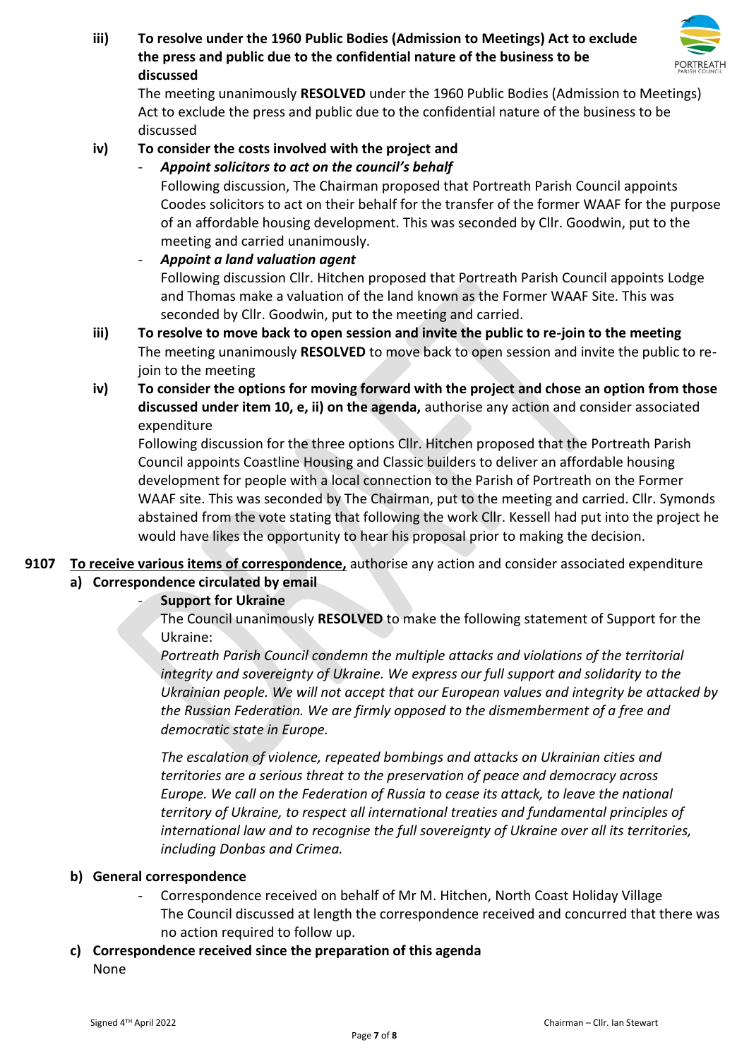**iii) To resolve under the 1960 Public Bodies (Admission to Meetings) Act to exclude the press and public due to the confidential nature of the business to be discussed**

The meeting unanimously **RESOLVED** under the 1960 Public Bodies (Admission to Meetings) Act to exclude the press and public due to the confidential nature of the business to be discussed

**iv) To consider the costs involved with the project and**

- ***Appoint solicitors to act on the council's behalf***

  Following discussion, The Chairman proposed that Portreath Parish Council appoints Coodes solicitors to act on their behalf for the transfer of the former WAAF for the purpose of an affordable housing development. This was seconded by Cllr. Goodwin, put to the meeting and carried unanimously.

- ***Appoint a land valuation agent***

  Following discussion Cllr. Hitchen proposed that Portreath Parish Council appoints Lodge and Thomas make a valuation of the land known as the Former WAAF Site. This was seconded by Cllr. Goodwin, put to the meeting and carried.

**iii) To resolve to move back to open session and invite the public to re-join to the meeting**

The meeting unanimously **RESOLVED** to move back to open session and invite the public to re-join to the meeting

**iv) To consider the options for moving forward with the project and chose an option from those discussed under item 10, e, ii) on the agenda,** authorise any action and consider associated expenditure

Following discussion for the three options Cllr. Hitchen proposed that the Portreath Parish Council appoints Coastline Housing and Classic builders to deliver an affordable housing development for people with a local connection to the Parish of Portreath on the Former WAAF site. This was seconded by The Chairman, put to the meeting and carried. Cllr. Symonds abstained from the vote stating that following the work Cllr. Kessell had put into the project he would have likes the opportunity to hear his proposal prior to making the decision.

**9107 <u>To receive various items of correspondence,</u>** authorise any action and consider associated expenditure

**a) Correspondence circulated by email**

- **Support for Ukraine**

  The Council unanimously **RESOLVED** to make the following statement of Support for the Ukraine:

  *Portreath Parish Council condemn the multiple attacks and violations of the territorial integrity and sovereignty of Ukraine. We express our full support and solidarity to the Ukrainian people. We will not accept that our European values and integrity be attacked by the Russian Federation. We are firmly opposed to the dismemberment of a free and democratic state in Europe.*

  *The escalation of violence, repeated bombings and attacks on Ukrainian cities and territories are a serious threat to the preservation of peace and democracy across Europe. We call on the Federation of Russia to cease its attack, to leave the national territory of Ukraine, to respect all international treaties and fundamental principles of international law and to recognise the full sovereignty of Ukraine over all its territories, including Donbas and Crimea.*

**b) General correspondence**

- Correspondence received on behalf of Mr M. Hitchen, North Coast Holiday Village

  The Council discussed at length the correspondence received and concurred that there was no action required to follow up.

**c) Correspondence received since the preparation of this agenda**

None

Signed 4TH April 2022 Chairman – Cllr. Ian Stewart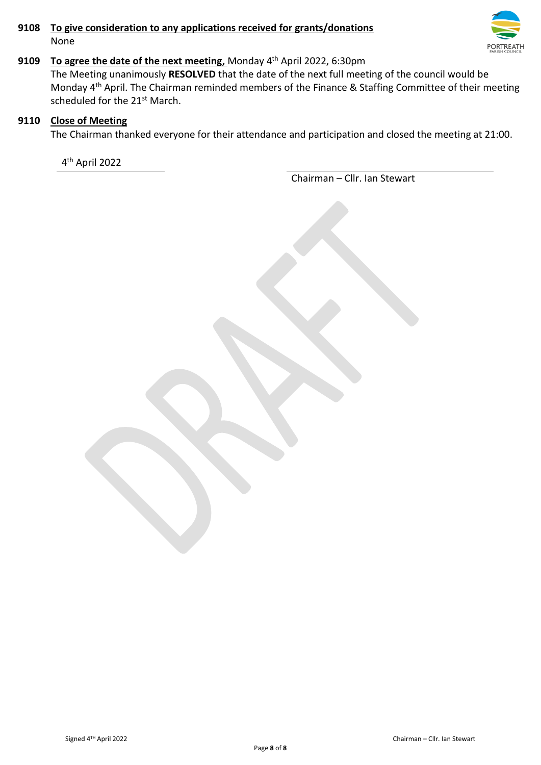**9108 To give consideration to any applications received for grants/donations**

None

**9109 To agree the date of the next meeting,** Monday 4th April 2022, 6:30pm

The Meeting unanimously **RESOLVED** that the date of the next full meeting of the council would be Monday 4th April. The Chairman reminded members of the Finance & Staffing Committee of their meeting scheduled for the 21st March.

**9110 Close of Meeting**

The Chairman thanked everyone for their attendance and participation and closed the meeting at 21:00.

4th April 2022

Chairman – Cllr. Ian Stewart

DRAFT